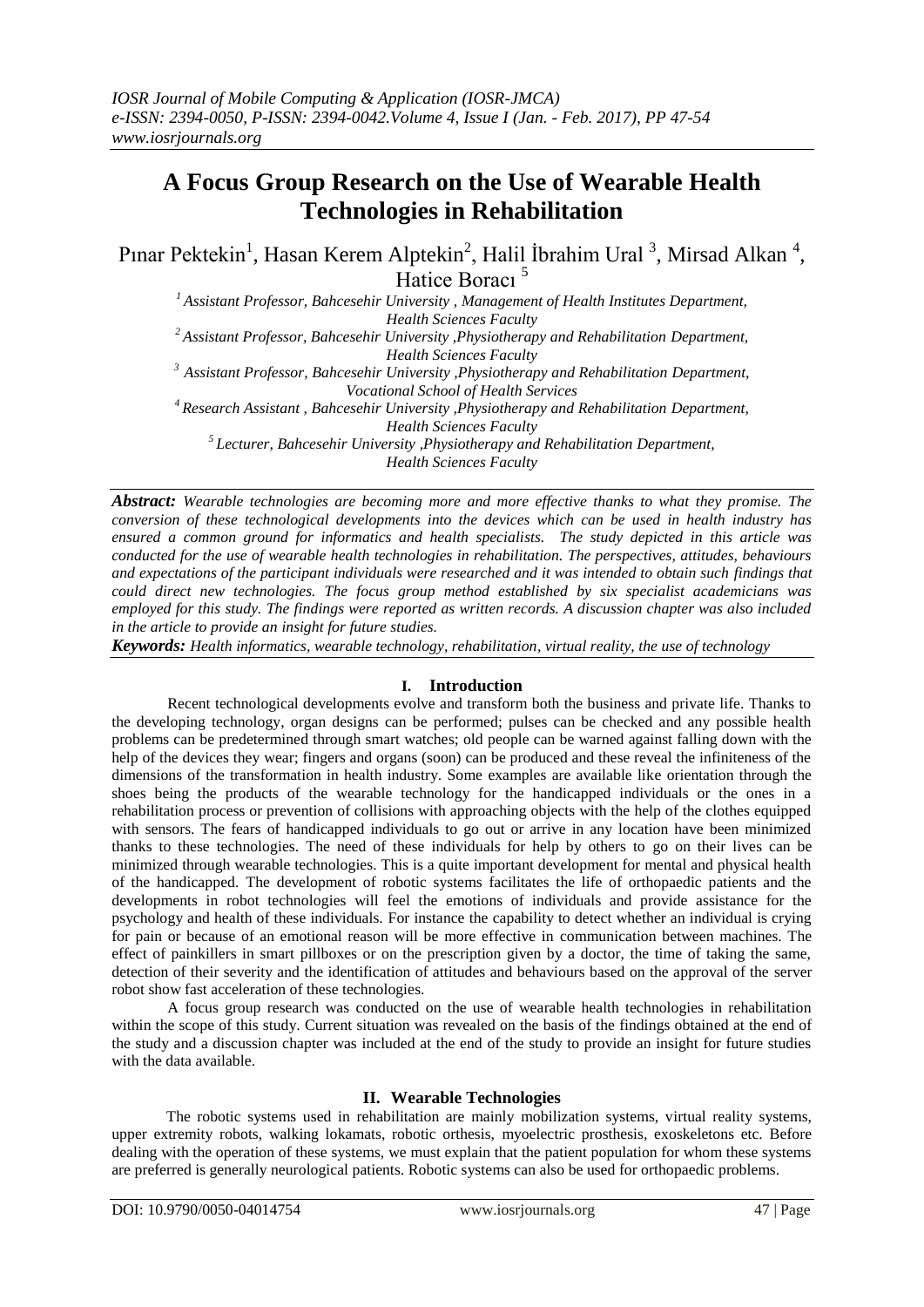# A Focus Group Research on the Use of Wearable Health Technologies in Rehabilitation

Pınar Pektekin[1], Hasan Kerem Alptekin[2], Halil İbrahim Ural [3], Mirsad Alkan [4], Hatice Boracı [5]

[1] Assistant Professor, Bahcesehir University , Management of Health Institutes Department, Health Sciences Faculty
[2] Assistant Professor, Bahcesehir University ,Physiotherapy and Rehabilitation Department, Health Sciences Faculty
[3] Assistant Professor, Bahcesehir University ,Physiotherapy and Rehabilitation Department, Vocational School of Health Services
[4] Research Assistant , Bahcesehir University ,Physiotherapy and Rehabilitation Department, Health Sciences Faculty
[5] Lecturer, Bahcesehir University ,Physiotherapy and Rehabilitation Department, Health Sciences Faculty

***Abstract:*** *Wearable technologies are becoming more and more effective thanks to what they promise. The conversion of these technological developments into the devices which can be used in health industry has ensured a common ground for informatics and health specialists. The study depicted in this article was conducted for the use of wearable health technologies in rehabilitation. The perspectives, attitudes, behaviours and expectations of the participant individuals were researched and it was intended to obtain such findings that could direct new technologies. The focus group method established by six specialist academicians was employed for this study. The findings were reported as written records. A discussion chapter was also included in the article to provide an insight for future studies.*

***Keywords:*** *Health informatics, wearable technology, rehabilitation, virtual reality, the use of technology*

## I. Introduction

Recent technological developments evolve and transform both the business and private life. Thanks to the developing technology, organ designs can be performed; pulses can be checked and any possible health problems can be predetermined through smart watches; old people can be warned against falling down with the help of the devices they wear; fingers and organs (soon) can be produced and these reveal the infiniteness of the dimensions of the transformation in health industry. Some examples are available like orientation through the shoes being the products of the wearable technology for the handicapped individuals or the ones in a rehabilitation process or prevention of collisions with approaching objects with the help of the clothes equipped with sensors. The fears of handicapped individuals to go out or arrive in any location have been minimized thanks to these technologies. The need of these individuals for help by others to go on their lives can be minimized through wearable technologies. This is a quite important development for mental and physical health of the handicapped. The development of robotic systems facilitates the life of orthopaedic patients and the developments in robot technologies will feel the emotions of individuals and provide assistance for the psychology and health of these individuals. For instance the capability to detect whether an individual is crying for pain or because of an emotional reason will be more effective in communication between machines. The effect of painkillers in smart pillboxes or on the prescription given by a doctor, the time of taking the same, detection of their severity and the identification of attitudes and behaviours based on the approval of the server robot show fast acceleration of these technologies.

A focus group research was conducted on the use of wearable health technologies in rehabilitation within the scope of this study. Current situation was revealed on the basis of the findings obtained at the end of the study and a discussion chapter was included at the end of the study to provide an insight for future studies with the data available.

## II. Wearable Technologies

The robotic systems used in rehabilitation are mainly mobilization systems, virtual reality systems, upper extremity robots, walking lokamats, robotic orthesis, myoelectric prosthesis, exoskeletons etc. Before dealing with the operation of these systems, we must explain that the patient population for whom these systems are preferred is generally neurological patients. Robotic systems can also be used for orthopaedic problems.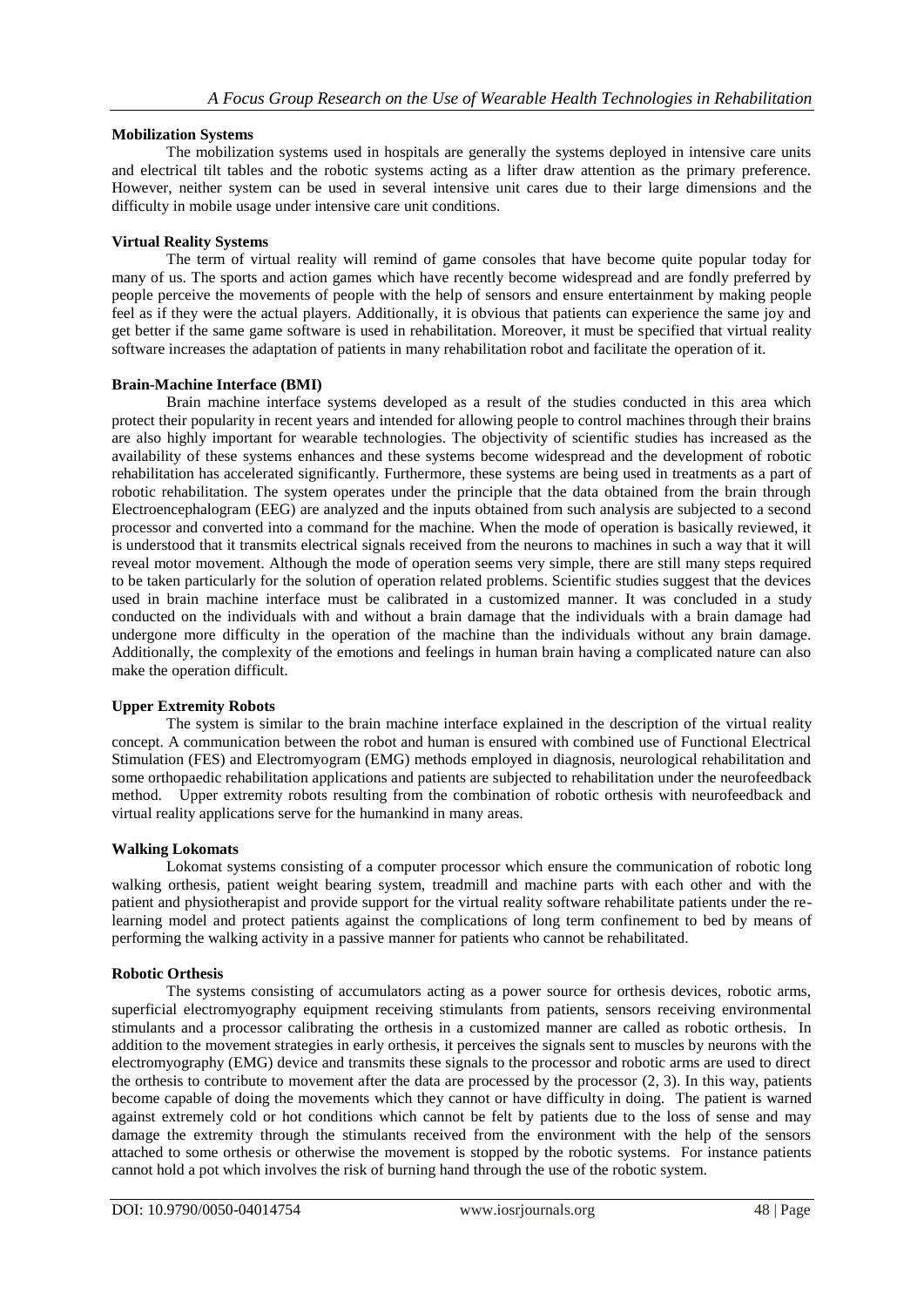**Mobilization Systems**

The mobilization systems used in hospitals are generally the systems deployed in intensive care units and electrical tilt tables and the robotic systems acting as a lifter draw attention as the primary preference. However, neither system can be used in several intensive unit cares due to their large dimensions and the difficulty in mobile usage under intensive care unit conditions.

**Virtual Reality Systems**

The term of virtual reality will remind of game consoles that have become quite popular today for many of us. The sports and action games which have recently become widespread and are fondly preferred by people perceive the movements of people with the help of sensors and ensure entertainment by making people feel as if they were the actual players. Additionally, it is obvious that patients can experience the same joy and get better if the same game software is used in rehabilitation. Moreover, it must be specified that virtual reality software increases the adaptation of patients in many rehabilitation robot and facilitate the operation of it.

**Brain-Machine Interface (BMI)**

Brain machine interface systems developed as a result of the studies conducted in this area which protect their popularity in recent years and intended for allowing people to control machines through their brains are also highly important for wearable technologies. The objectivity of scientific studies has increased as the availability of these systems enhances and these systems become widespread and the development of robotic rehabilitation has accelerated significantly. Furthermore, these systems are being used in treatments as a part of robotic rehabilitation. The system operates under the principle that the data obtained from the brain through Electroencephalogram (EEG) are analyzed and the inputs obtained from such analysis are subjected to a second processor and converted into a command for the machine. When the mode of operation is basically reviewed, it is understood that it transmits electrical signals received from the neurons to machines in such a way that it will reveal motor movement. Although the mode of operation seems very simple, there are still many steps required to be taken particularly for the solution of operation related problems. Scientific studies suggest that the devices used in brain machine interface must be calibrated in a customized manner. It was concluded in a study conducted on the individuals with and without a brain damage that the individuals with a brain damage had undergone more difficulty in the operation of the machine than the individuals without any brain damage. Additionally, the complexity of the emotions and feelings in human brain having a complicated nature can also make the operation difficult.

**Upper Extremity Robots**

The system is similar to the brain machine interface explained in the description of the virtual reality concept. A communication between the robot and human is ensured with combined use of Functional Electrical Stimulation (FES) and Electromyogram (EMG) methods employed in diagnosis, neurological rehabilitation and some orthopaedic rehabilitation applications and patients are subjected to rehabilitation under the neurofeedback method. Upper extremity robots resulting from the combination of robotic orthesis with neurofeedback and virtual reality applications serve for the humankind in many areas.

**Walking Lokomats**

Lokomat systems consisting of a computer processor which ensure the communication of robotic long walking orthesis, patient weight bearing system, treadmill and machine parts with each other and with the patient and physiotherapist and provide support for the virtual reality software rehabilitate patients under the re-learning model and protect patients against the complications of long term confinement to bed by means of performing the walking activity in a passive manner for patients who cannot be rehabilitated.

**Robotic Orthesis**

The systems consisting of accumulators acting as a power source for orthesis devices, robotic arms, superficial electromyography equipment receiving stimulants from patients, sensors receiving environmental stimulants and a processor calibrating the orthesis in a customized manner are called as robotic orthesis. In addition to the movement strategies in early orthesis, it perceives the signals sent to muscles by neurons with the electromyography (EMG) device and transmits these signals to the processor and robotic arms are used to direct the orthesis to contribute to movement after the data are processed by the processor (2, 3). In this way, patients become capable of doing the movements which they cannot or have difficulty in doing. The patient is warned against extremely cold or hot conditions which cannot be felt by patients due to the loss of sense and may damage the extremity through the stimulants received from the environment with the help of the sensors attached to some orthesis or otherwise the movement is stopped by the robotic systems. For instance patients cannot hold a pot which involves the risk of burning hand through the use of the robotic system.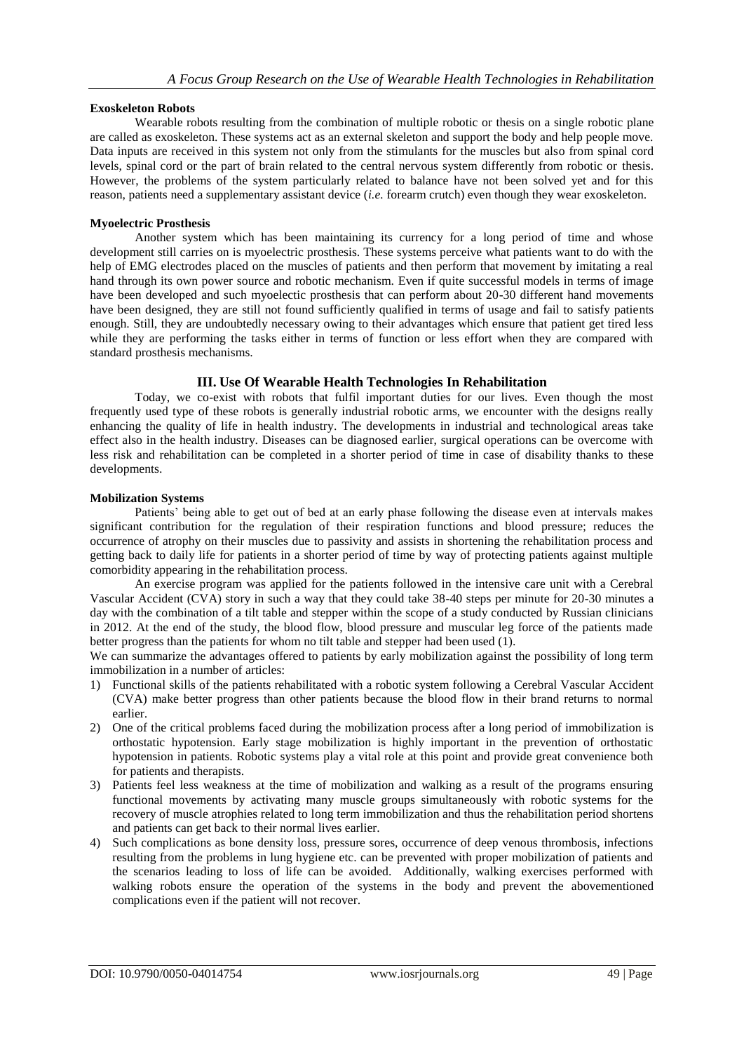**Exoskeleton Robots**

Wearable robots resulting from the combination of multiple robotic or thesis on a single robotic plane are called as exoskeleton. These systems act as an external skeleton and support the body and help people move. Data inputs are received in this system not only from the stimulants for the muscles but also from spinal cord levels, spinal cord or the part of brain related to the central nervous system differently from robotic or thesis. However, the problems of the system particularly related to balance have not been solved yet and for this reason, patients need a supplementary assistant device (*i.e.* forearm crutch) even though they wear exoskeleton.

**Myoelectric Prosthesis**

Another system which has been maintaining its currency for a long period of time and whose development still carries on is myoelectric prosthesis. These systems perceive what patients want to do with the help of EMG electrodes placed on the muscles of patients and then perform that movement by imitating a real hand through its own power source and robotic mechanism. Even if quite successful models in terms of image have been developed and such myoelectic prosthesis that can perform about 20-30 different hand movements have been designed, they are still not found sufficiently qualified in terms of usage and fail to satisfy patients enough. Still, they are undoubtedly necessary owing to their advantages which ensure that patient get tired less while they are performing the tasks either in terms of function or less effort when they are compared with standard prosthesis mechanisms.

## III. Use Of Wearable Health Technologies In Rehabilitation

Today, we co-exist with robots that fulfil important duties for our lives. Even though the most frequently used type of these robots is generally industrial robotic arms, we encounter with the designs really enhancing the quality of life in health industry. The developments in industrial and technological areas take effect also in the health industry. Diseases can be diagnosed earlier, surgical operations can be overcome with less risk and rehabilitation can be completed in a shorter period of time in case of disability thanks to these developments.

**Mobilization Systems**

Patients' being able to get out of bed at an early phase following the disease even at intervals makes significant contribution for the regulation of their respiration functions and blood pressure; reduces the occurrence of atrophy on their muscles due to passivity and assists in shortening the rehabilitation process and getting back to daily life for patients in a shorter period of time by way of protecting patients against multiple comorbidity appearing in the rehabilitation process.

An exercise program was applied for the patients followed in the intensive care unit with a Cerebral Vascular Accident (CVA) story in such a way that they could take 38-40 steps per minute for 20-30 minutes a day with the combination of a tilt table and stepper within the scope of a study conducted by Russian clinicians in 2012. At the end of the study, the blood flow, blood pressure and muscular leg force of the patients made better progress than the patients for whom no tilt table and stepper had been used (1).

We can summarize the advantages offered to patients by early mobilization against the possibility of long term immobilization in a number of articles:

1) Functional skills of the patients rehabilitated with a robotic system following a Cerebral Vascular Accident (CVA) make better progress than other patients because the blood flow in their brand returns to normal earlier.
2) One of the critical problems faced during the mobilization process after a long period of immobilization is orthostatic hypotension. Early stage mobilization is highly important in the prevention of orthostatic hypotension in patients. Robotic systems play a vital role at this point and provide great convenience both for patients and therapists.
3) Patients feel less weakness at the time of mobilization and walking as a result of the programs ensuring functional movements by activating many muscle groups simultaneously with robotic systems for the recovery of muscle atrophies related to long term immobilization and thus the rehabilitation period shortens and patients can get back to their normal lives earlier.
4) Such complications as bone density loss, pressure sores, occurrence of deep venous thrombosis, infections resulting from the problems in lung hygiene etc. can be prevented with proper mobilization of patients and the scenarios leading to loss of life can be avoided. Additionally, walking exercises performed with walking robots ensure the operation of the systems in the body and prevent the abovementioned complications even if the patient will not recover.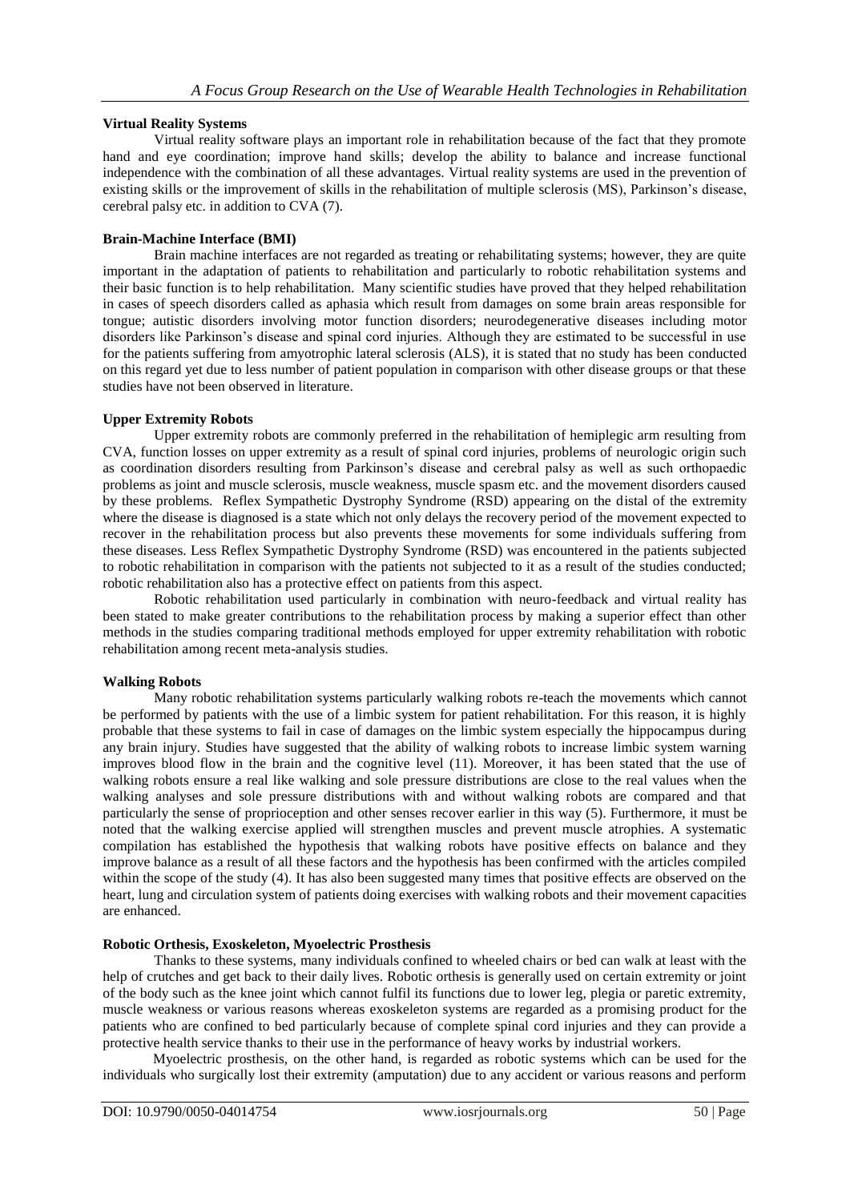### Virtual Reality Systems

Virtual reality software plays an important role in rehabilitation because of the fact that they promote hand and eye coordination; improve hand skills; develop the ability to balance and increase functional independence with the combination of all these advantages. Virtual reality systems are used in the prevention of existing skills or the improvement of skills in the rehabilitation of multiple sclerosis (MS), Parkinson's disease, cerebral palsy etc. in addition to CVA (7).

### Brain-Machine Interface (BMI)

Brain machine interfaces are not regarded as treating or rehabilitating systems; however, they are quite important in the adaptation of patients to rehabilitation and particularly to robotic rehabilitation systems and their basic function is to help rehabilitation. Many scientific studies have proved that they helped rehabilitation in cases of speech disorders called as aphasia which result from damages on some brain areas responsible for tongue; autistic disorders involving motor function disorders; neurodegenerative diseases including motor disorders like Parkinson's disease and spinal cord injuries. Although they are estimated to be successful in use for the patients suffering from amyotrophic lateral sclerosis (ALS), it is stated that no study has been conducted on this regard yet due to less number of patient population in comparison with other disease groups or that these studies have not been observed in literature.

### Upper Extremity Robots

Upper extremity robots are commonly preferred in the rehabilitation of hemiplegic arm resulting from CVA, function losses on upper extremity as a result of spinal cord injuries, problems of neurologic origin such as coordination disorders resulting from Parkinson's disease and cerebral palsy as well as such orthopaedic problems as joint and muscle sclerosis, muscle weakness, muscle spasm etc. and the movement disorders caused by these problems. Reflex Sympathetic Dystrophy Syndrome (RSD) appearing on the distal of the extremity where the disease is diagnosed is a state which not only delays the recovery period of the movement expected to recover in the rehabilitation process but also prevents these movements for some individuals suffering from these diseases. Less Reflex Sympathetic Dystrophy Syndrome (RSD) was encountered in the patients subjected to robotic rehabilitation in comparison with the patients not subjected to it as a result of the studies conducted; robotic rehabilitation also has a protective effect on patients from this aspect.

Robotic rehabilitation used particularly in combination with neuro-feedback and virtual reality has been stated to make greater contributions to the rehabilitation process by making a superior effect than other methods in the studies comparing traditional methods employed for upper extremity rehabilitation with robotic rehabilitation among recent meta-analysis studies.

### Walking Robots

Many robotic rehabilitation systems particularly walking robots re-teach the movements which cannot be performed by patients with the use of a limbic system for patient rehabilitation. For this reason, it is highly probable that these systems to fail in case of damages on the limbic system especially the hippocampus during any brain injury. Studies have suggested that the ability of walking robots to increase limbic system warning improves blood flow in the brain and the cognitive level (11). Moreover, it has been stated that the use of walking robots ensure a real like walking and sole pressure distributions are close to the real values when the walking analyses and sole pressure distributions with and without walking robots are compared and that particularly the sense of proprioception and other senses recover earlier in this way (5). Furthermore, it must be noted that the walking exercise applied will strengthen muscles and prevent muscle atrophies. A systematic compilation has established the hypothesis that walking robots have positive effects on balance and they improve balance as a result of all these factors and the hypothesis has been confirmed with the articles compiled within the scope of the study (4). It has also been suggested many times that positive effects are observed on the heart, lung and circulation system of patients doing exercises with walking robots and their movement capacities are enhanced.

### Robotic Orthesis, Exoskeleton, Myoelectric Prosthesis

Thanks to these systems, many individuals confined to wheeled chairs or bed can walk at least with the help of crutches and get back to their daily lives. Robotic orthesis is generally used on certain extremity or joint of the body such as the knee joint which cannot fulfil its functions due to lower leg, plegia or paretic extremity, muscle weakness or various reasons whereas exoskeleton systems are regarded as a promising product for the patients who are confined to bed particularly because of complete spinal cord injuries and they can provide a protective health service thanks to their use in the performance of heavy works by industrial workers.

Myoelectric prosthesis, on the other hand, is regarded as robotic systems which can be used for the individuals who surgically lost their extremity (amputation) due to any accident or various reasons and perform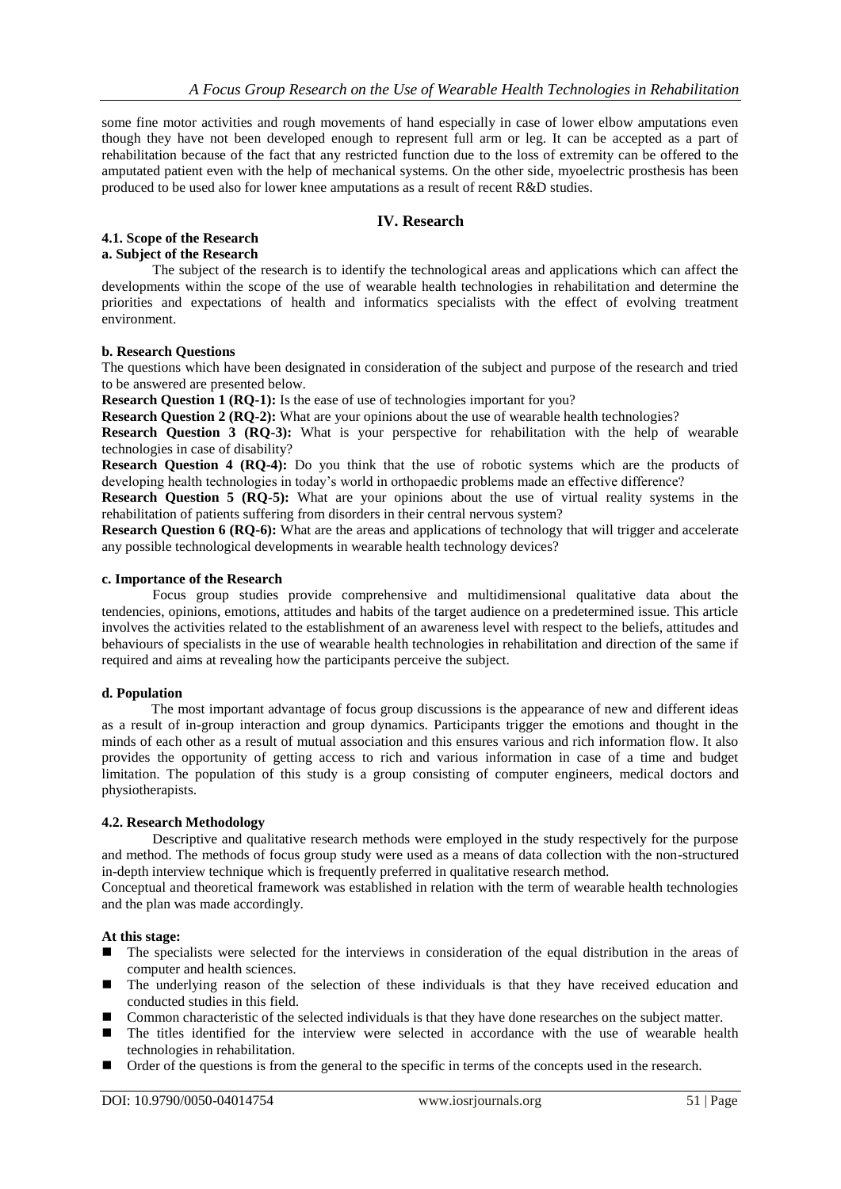some fine motor activities and rough movements of hand especially in case of lower elbow amputations even though they have not been developed enough to represent full arm or leg. It can be accepted as a part of rehabilitation because of the fact that any restricted function due to the loss of extremity can be offered to the amputated patient even with the help of mechanical systems. On the other side, myoelectric prosthesis has been produced to be used also for lower knee amputations as a result of recent R&D studies.

## IV. Research

### 4.1. Scope of the Research

#### a. Subject of the Research

The subject of the research is to identify the technological areas and applications which can affect the developments within the scope of the use of wearable health technologies in rehabilitation and determine the priorities and expectations of health and informatics specialists with the effect of evolving treatment environment.

#### b. Research Questions

The questions which have been designated in consideration of the subject and purpose of the research and tried to be answered are presented below.

**Research Question 1 (RQ-1):** Is the ease of use of technologies important for you?

**Research Question 2 (RQ-2):** What are your opinions about the use of wearable health technologies?

**Research Question 3 (RQ-3):** What is your perspective for rehabilitation with the help of wearable technologies in case of disability?

**Research Question 4 (RQ-4):** Do you think that the use of robotic systems which are the products of developing health technologies in today's world in orthopaedic problems made an effective difference?

**Research Question 5 (RQ-5):** What are your opinions about the use of virtual reality systems in the rehabilitation of patients suffering from disorders in their central nervous system?

**Research Question 6 (RQ-6):** What are the areas and applications of technology that will trigger and accelerate any possible technological developments in wearable health technology devices?

#### c. Importance of the Research

Focus group studies provide comprehensive and multidimensional qualitative data about the tendencies, opinions, emotions, attitudes and habits of the target audience on a predetermined issue. This article involves the activities related to the establishment of an awareness level with respect to the beliefs, attitudes and behaviours of specialists in the use of wearable health technologies in rehabilitation and direction of the same if required and aims at revealing how the participants perceive the subject.

#### d. Population

The most important advantage of focus group discussions is the appearance of new and different ideas as a result of in-group interaction and group dynamics. Participants trigger the emotions and thought in the minds of each other as a result of mutual association and this ensures various and rich information flow. It also provides the opportunity of getting access to rich and various information in case of a time and budget limitation. The population of this study is a group consisting of computer engineers, medical doctors and physiotherapists.

### 4.2. Research Methodology

Descriptive and qualitative research methods were employed in the study respectively for the purpose and method. The methods of focus group study were used as a means of data collection with the non-structured in-depth interview technique which is frequently preferred in qualitative research method.

Conceptual and theoretical framework was established in relation with the term of wearable health technologies and the plan was made accordingly.

**At this stage:**

- The specialists were selected for the interviews in consideration of the equal distribution in the areas of computer and health sciences.
- The underlying reason of the selection of these individuals is that they have received education and conducted studies in this field.
- Common characteristic of the selected individuals is that they have done researches on the subject matter.
- The titles identified for the interview were selected in accordance with the use of wearable health technologies in rehabilitation.
- Order of the questions is from the general to the specific in terms of the concepts used in the research.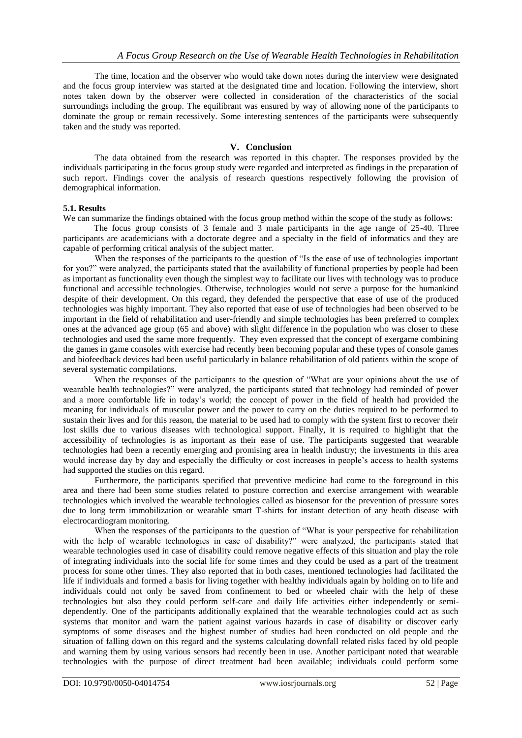The time, location and the observer who would take down notes during the interview were designated and the focus group interview was started at the designated time and location. Following the interview, short notes taken down by the observer were collected in consideration of the characteristics of the social surroundings including the group. The equilibrant was ensured by way of allowing none of the participants to dominate the group or remain recessively. Some interesting sentences of the participants were subsequently taken and the study was reported.

## V. Conclusion

The data obtained from the research was reported in this chapter. The responses provided by the individuals participating in the focus group study were regarded and interpreted as findings in the preparation of such report. Findings cover the analysis of research questions respectively following the provision of demographical information.

### 5.1. Results

We can summarize the findings obtained with the focus group method within the scope of the study as follows:

The focus group consists of 3 female and 3 male participants in the age range of 25-40. Three participants are academicians with a doctorate degree and a specialty in the field of informatics and they are capable of performing critical analysis of the subject matter.

When the responses of the participants to the question of "Is the ease of use of technologies important for you?" were analyzed, the participants stated that the availability of functional properties by people had been as important as functionality even though the simplest way to facilitate our lives with technology was to produce functional and accessible technologies. Otherwise, technologies would not serve a purpose for the humankind despite of their development. On this regard, they defended the perspective that ease of use of the produced technologies was highly important. They also reported that ease of use of technologies had been observed to be important in the field of rehabilitation and user-friendly and simple technologies has been preferred to complex ones at the advanced age group (65 and above) with slight difference in the population who was closer to these technologies and used the same more frequently. They even expressed that the concept of exergame combining the games in game consoles with exercise had recently been becoming popular and these types of console games and biofeedback devices had been useful particularly in balance rehabilitation of old patients within the scope of several systematic compilations.

When the responses of the participants to the question of "What are your opinions about the use of wearable health technologies?" were analyzed, the participants stated that technology had reminded of power and a more comfortable life in today's world; the concept of power in the field of health had provided the meaning for individuals of muscular power and the power to carry on the duties required to be performed to sustain their lives and for this reason, the material to be used had to comply with the system first to recover their lost skills due to various diseases with technological support. Finally, it is required to highlight that the accessibility of technologies is as important as their ease of use. The participants suggested that wearable technologies had been a recently emerging and promising area in health industry; the investments in this area would increase day by day and especially the difficulty or cost increases in people's access to health systems had supported the studies on this regard.

Furthermore, the participants specified that preventive medicine had come to the foreground in this area and there had been some studies related to posture correction and exercise arrangement with wearable technologies which involved the wearable technologies called as biosensor for the prevention of pressure sores due to long term immobilization or wearable smart T-shirts for instant detection of any heath disease with electrocardiogram monitoring.

When the responses of the participants to the question of "What is your perspective for rehabilitation with the help of wearable technologies in case of disability?" were analyzed, the participants stated that wearable technologies used in case of disability could remove negative effects of this situation and play the role of integrating individuals into the social life for some times and they could be used as a part of the treatment process for some other times. They also reported that in both cases, mentioned technologies had facilitated the life if individuals and formed a basis for living together with healthy individuals again by holding on to life and individuals could not only be saved from confinement to bed or wheeled chair with the help of these technologies but also they could perform self-care and daily life activities either independently or semi-dependently. One of the participants additionally explained that the wearable technologies could act as such systems that monitor and warn the patient against various hazards in case of disability or discover early symptoms of some diseases and the highest number of studies had been conducted on old people and the situation of falling down on this regard and the systems calculating downfall related risks faced by old people and warning them by using various sensors had recently been in use. Another participant noted that wearable technologies with the purpose of direct treatment had been available; individuals could perform some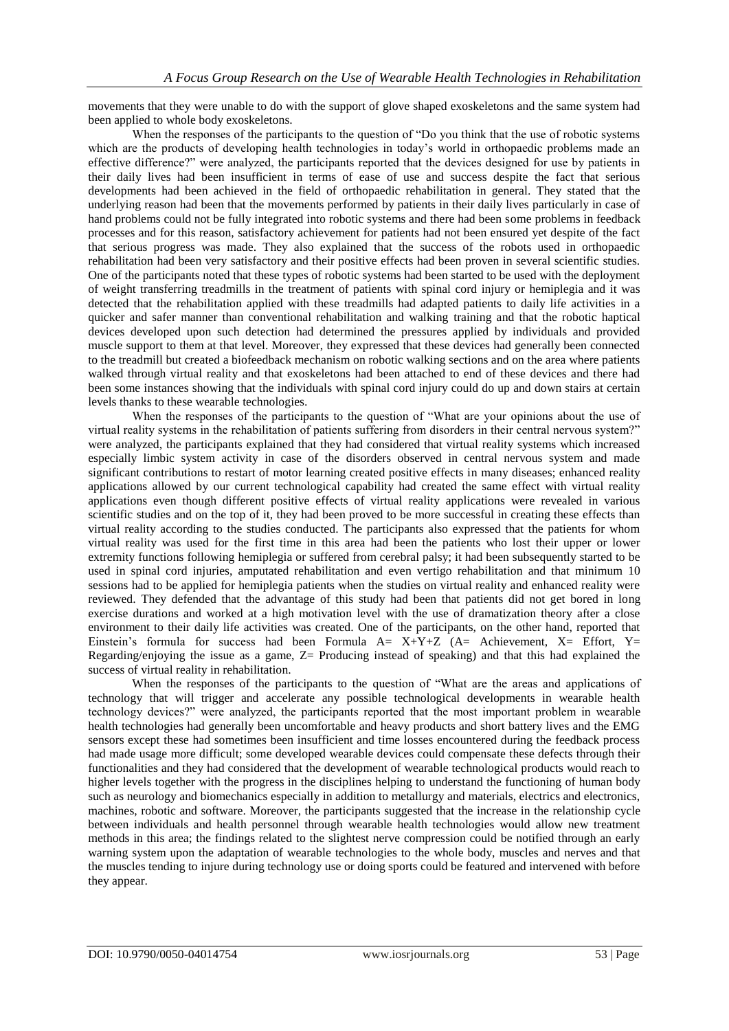movements that they were unable to do with the support of glove shaped exoskeletons and the same system had been applied to whole body exoskeletons.

When the responses of the participants to the question of "Do you think that the use of robotic systems which are the products of developing health technologies in today's world in orthopaedic problems made an effective difference?" were analyzed, the participants reported that the devices designed for use by patients in their daily lives had been insufficient in terms of ease of use and success despite the fact that serious developments had been achieved in the field of orthopaedic rehabilitation in general. They stated that the underlying reason had been that the movements performed by patients in their daily lives particularly in case of hand problems could not be fully integrated into robotic systems and there had been some problems in feedback processes and for this reason, satisfactory achievement for patients had not been ensured yet despite of the fact that serious progress was made. They also explained that the success of the robots used in orthopaedic rehabilitation had been very satisfactory and their positive effects had been proven in several scientific studies. One of the participants noted that these types of robotic systems had been started to be used with the deployment of weight transferring treadmills in the treatment of patients with spinal cord injury or hemiplegia and it was detected that the rehabilitation applied with these treadmills had adapted patients to daily life activities in a quicker and safer manner than conventional rehabilitation and walking training and that the robotic haptical devices developed upon such detection had determined the pressures applied by individuals and provided muscle support to them at that level. Moreover, they expressed that these devices had generally been connected to the treadmill but created a biofeedback mechanism on robotic walking sections and on the area where patients walked through virtual reality and that exoskeletons had been attached to end of these devices and there had been some instances showing that the individuals with spinal cord injury could do up and down stairs at certain levels thanks to these wearable technologies.

When the responses of the participants to the question of "What are your opinions about the use of virtual reality systems in the rehabilitation of patients suffering from disorders in their central nervous system?" were analyzed, the participants explained that they had considered that virtual reality systems which increased especially limbic system activity in case of the disorders observed in central nervous system and made significant contributions to restart of motor learning created positive effects in many diseases; enhanced reality applications allowed by our current technological capability had created the same effect with virtual reality applications even though different positive effects of virtual reality applications were revealed in various scientific studies and on the top of it, they had been proved to be more successful in creating these effects than virtual reality according to the studies conducted. The participants also expressed that the patients for whom virtual reality was used for the first time in this area had been the patients who lost their upper or lower extremity functions following hemiplegia or suffered from cerebral palsy; it had been subsequently started to be used in spinal cord injuries, amputated rehabilitation and even vertigo rehabilitation and that minimum 10 sessions had to be applied for hemiplegia patients when the studies on virtual reality and enhanced reality were reviewed. They defended that the advantage of this study had been that patients did not get bored in long exercise durations and worked at a high motivation level with the use of dramatization theory after a close environment to their daily life activities was created. One of the participants, on the other hand, reported that Einstein's formula for success had been Formula $A = X+Y+Z$ (A= Achievement, X= Effort, Y= Regarding/enjoying the issue as a game, Z= Producing instead of speaking) and that this had explained the success of virtual reality in rehabilitation.

When the responses of the participants to the question of "What are the areas and applications of technology that will trigger and accelerate any possible technological developments in wearable health technology devices?" were analyzed, the participants reported that the most important problem in wearable health technologies had generally been uncomfortable and heavy products and short battery lives and the EMG sensors except these had sometimes been insufficient and time losses encountered during the feedback process had made usage more difficult; some developed wearable devices could compensate these defects through their functionalities and they had considered that the development of wearable technological products would reach to higher levels together with the progress in the disciplines helping to understand the functioning of human body such as neurology and biomechanics especially in addition to metallurgy and materials, electrics and electronics, machines, robotic and software. Moreover, the participants suggested that the increase in the relationship cycle between individuals and health personnel through wearable health technologies would allow new treatment methods in this area; the findings related to the slightest nerve compression could be notified through an early warning system upon the adaptation of wearable technologies to the whole body, muscles and nerves and that the muscles tending to injure during technology use or doing sports could be featured and intervened with before they appear.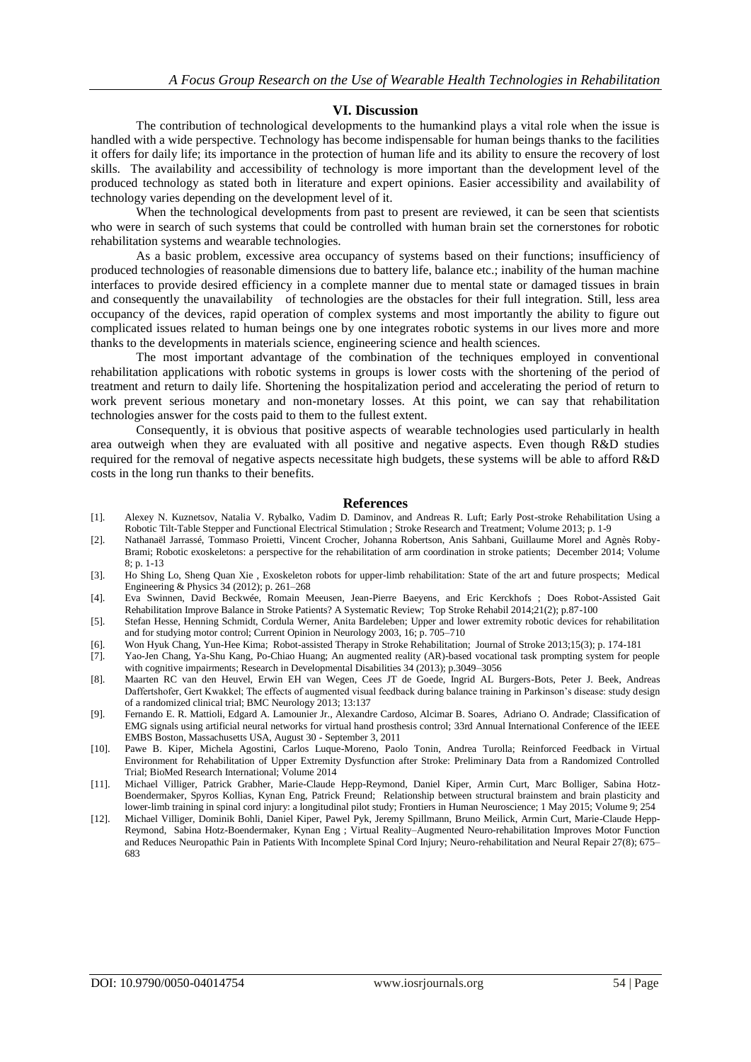## VI. Discussion

The contribution of technological developments to the humankind plays a vital role when the issue is handled with a wide perspective. Technology has become indispensable for human beings thanks to the facilities it offers for daily life; its importance in the protection of human life and its ability to ensure the recovery of lost skills. The availability and accessibility of technology is more important than the development level of the produced technology as stated both in literature and expert opinions. Easier accessibility and availability of technology varies depending on the development level of it.

When the technological developments from past to present are reviewed, it can be seen that scientists who were in search of such systems that could be controlled with human brain set the cornerstones for robotic rehabilitation systems and wearable technologies.

As a basic problem, excessive area occupancy of systems based on their functions; insufficiency of produced technologies of reasonable dimensions due to battery life, balance etc.; inability of the human machine interfaces to provide desired efficiency in a complete manner due to mental state or damaged tissues in brain and consequently the unavailability of technologies are the obstacles for their full integration. Still, less area occupancy of the devices, rapid operation of complex systems and most importantly the ability to figure out complicated issues related to human beings one by one integrates robotic systems in our lives more and more thanks to the developments in materials science, engineering science and health sciences.

The most important advantage of the combination of the techniques employed in conventional rehabilitation applications with robotic systems in groups is lower costs with the shortening of the period of treatment and return to daily life. Shortening the hospitalization period and accelerating the period of return to work prevent serious monetary and non-monetary losses. At this point, we can say that rehabilitation technologies answer for the costs paid to them to the fullest extent.

Consequently, it is obvious that positive aspects of wearable technologies used particularly in health area outweigh when they are evaluated with all positive and negative aspects. Even though R&D studies required for the removal of negative aspects necessitate high budgets, these systems will be able to afford R&D costs in the long run thanks to their benefits.

## References

[1]. Alexey N. Kuznetsov, Natalia V. Rybalko, Vadim D. Daminov, and Andreas R. Luft; Early Post-stroke Rehabilitation Using a Robotic Tilt-Table Stepper and Functional Electrical Stimulation ; Stroke Research and Treatment; Volume 2013; p. 1-9

[2]. Nathanaël Jarrassé, Tommaso Proietti, Vincent Crocher, Johanna Robertson, Anis Sahbani, Guillaume Morel and Agnès Roby-Brami; Robotic exoskeletons: a perspective for the rehabilitation of arm coordination in stroke patients; December 2014; Volume 8; p. 1-13

[3]. Ho Shing Lo, Sheng Quan Xie , Exoskeleton robots for upper-limb rehabilitation: State of the art and future prospects; Medical Engineering & Physics 34 (2012); p. 261–268

[4]. Eva Swinnen, David Beckwée, Romain Meeusen, Jean-Pierre Baeyens, and Eric Kerckhofs ; Does Robot-Assisted Gait Rehabilitation Improve Balance in Stroke Patients? A Systematic Review; Top Stroke Rehabil 2014;21(2); p.87-100

[5]. Stefan Hesse, Henning Schmidt, Cordula Werner, Anita Bardeleben; Upper and lower extremity robotic devices for rehabilitation and for studying motor control; Current Opinion in Neurology 2003, 16; p. 705–710

[6]. Won Hyuk Chang, Yun-Hee Kima; Robot-assisted Therapy in Stroke Rehabilitation; Journal of Stroke 2013;15(3); p. 174-181

[7]. Yao-Jen Chang, Ya-Shu Kang, Po-Chiao Huang; An augmented reality (AR)-based vocational task prompting system for people with cognitive impairments; Research in Developmental Disabilities 34 (2013); p.3049–3056

[8]. Maarten RC van den Heuvel, Erwin EH van Wegen, Cees JT de Goede, Ingrid AL Burgers-Bots, Peter J. Beek, Andreas Daffertshofer, Gert Kwakkel; The effects of augmented visual feedback during balance training in Parkinson's disease: study design of a randomized clinical trial; BMC Neurology 2013; 13:137

[9]. Fernando E. R. Mattioli, Edgard A. Lamounier Jr., Alexandre Cardoso, Alcimar B. Soares, Adriano O. Andrade; Classification of EMG signals using artificial neural networks for virtual hand prosthesis control; 33rd Annual International Conference of the IEEE EMBS Boston, Massachusetts USA, August 30 - September 3, 2011

[10]. Pawe B. Kiper, Michela Agostini, Carlos Luque-Moreno, Paolo Tonin, Andrea Turolla; Reinforced Feedback in Virtual Environment for Rehabilitation of Upper Extremity Dysfunction after Stroke: Preliminary Data from a Randomized Controlled Trial; BioMed Research International; Volume 2014

[11]. Michael Villiger, Patrick Grabher, Marie-Claude Hepp-Reymond, Daniel Kiper, Armin Curt, Marc Bolliger, Sabina Hotz-Boendermaker, Spyros Kollias, Kynan Eng, Patrick Freund; Relationship between structural brainstem and brain plasticity and lower-limb training in spinal cord injury: a longitudinal pilot study; Frontiers in Human Neuroscience; 1 May 2015; Volume 9; 254

[12]. Michael Villiger, Dominik Bohli, Daniel Kiper, Pawel Pyk, Jeremy Spillmann, Bruno Meilick, Armin Curt, Marie-Claude Hepp-Reymond, Sabina Hotz-Boendermaker, Kynan Eng ; Virtual Reality–Augmented Neuro-rehabilitation Improves Motor Function and Reduces Neuropathic Pain in Patients With Incomplete Spinal Cord Injury; Neuro-rehabilitation and Neural Repair 27(8); 675–683